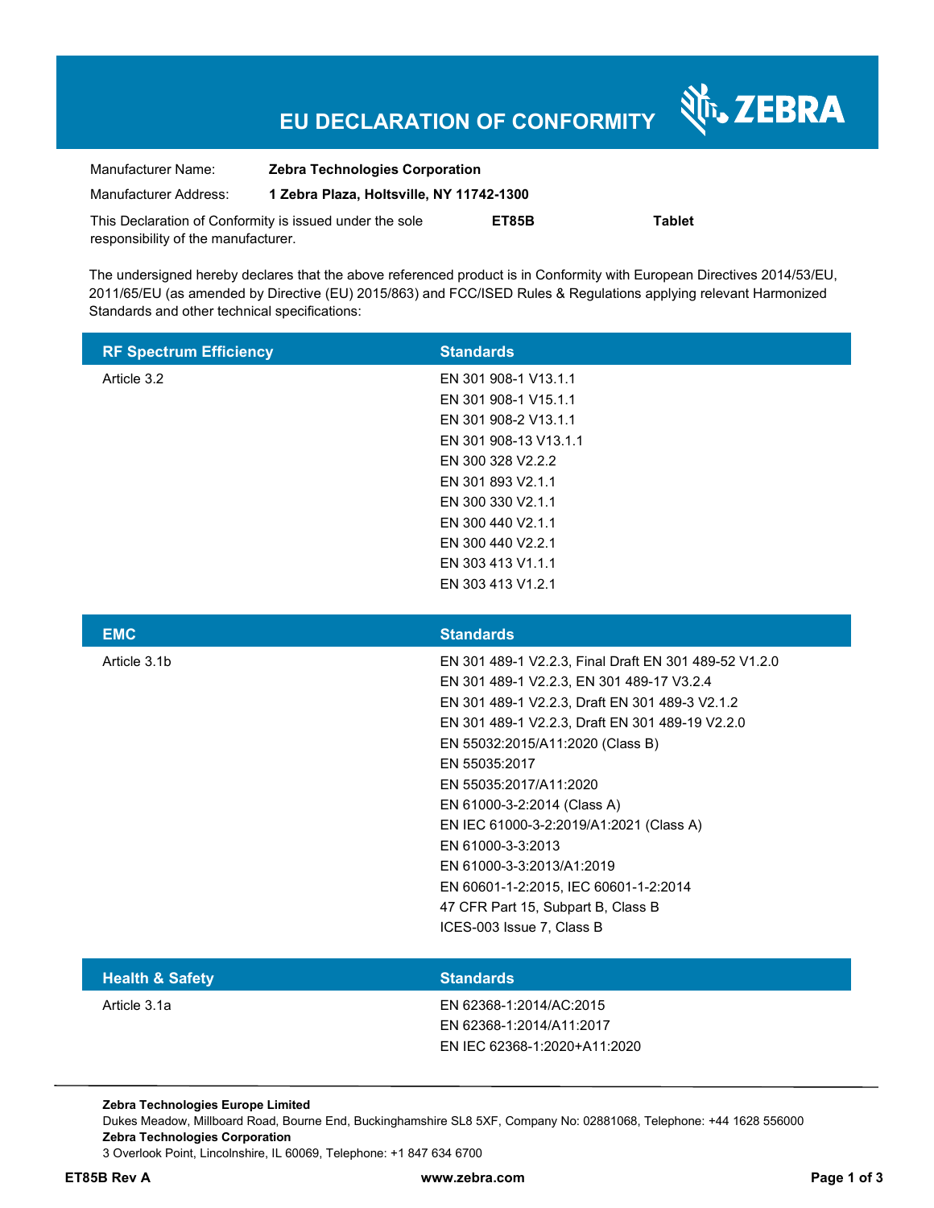# EU DECLARATION OF CONFORMITY

ZEBRA

| | |
|---|---|
| Manufacturer Name: | **Zebra Technologies Corporation** |
| Manufacturer Address: | **1 Zebra Plaza, Holtsville, NY 11742-1300** |

This Declaration of Conformity is issued under the sole responsibility of the manufacturer. **ET85B** **Tablet**

The undersigned hereby declares that the above referenced product is in Conformity with European Directives 2014/53/EU, 2011/65/EU (as amended by Directive (EU) 2015/863) and FCC/ISED Rules & Regulations applying relevant Harmonized Standards and other technical specifications:

| RF Spectrum Efficiency | Standards |
|---|---|
| Article 3.2 | EN 301 908-1 V13.1.1<br>EN 301 908-1 V15.1.1<br>EN 301 908-2 V13.1.1<br>EN 301 908-13 V13.1.1<br>EN 300 328 V2.2.2<br>EN 301 893 V2.1.1<br>EN 300 330 V2.1.1<br>EN 300 440 V2.1.1<br>EN 300 440 V2.2.1<br>EN 303 413 V1.1.1<br>EN 303 413 V1.2.1 |

| EMC | Standards |
|---|---|
| Article 3.1b | EN 301 489-1 V2.2.3, Final Draft EN 301 489-52 V1.2.0<br>EN 301 489-1 V2.2.3, EN 301 489-17 V3.2.4<br>EN 301 489-1 V2.2.3, Draft EN 301 489-3 V2.1.2<br>EN 301 489-1 V2.2.3, Draft EN 301 489-19 V2.2.0<br>EN 55032:2015/A11:2020 (Class B)<br>EN 55035:2017<br>EN 55035:2017/A11:2020<br>EN 61000-3-2:2014 (Class A)<br>EN IEC 61000-3-2:2019/A1:2021 (Class A)<br>EN 61000-3-3:2013<br>EN 61000-3-3:2013/A1:2019<br>EN 60601-1-2:2015, IEC 60601-1-2:2014<br>47 CFR Part 15, Subpart B, Class B<br>ICES-003 Issue 7, Class B |

| Health & Safety | Standards |
|---|---|
| Article 3.1a | EN 62368-1:2014/AC:2015<br>EN 62368-1:2014/A11:2017<br>EN IEC 62368-1:2020+A11:2020 |

**Zebra Technologies Europe Limited**
Dukes Meadow, Millboard Road, Bourne End, Buckinghamshire SL8 5XF, Company No: 02881068, Telephone: +44 1628 556000
**Zebra Technologies Corporation**
3 Overlook Point, Lincolnshire, IL 60069, Telephone: +1 847 634 6700

**ET85B Rev A** **www.zebra.com**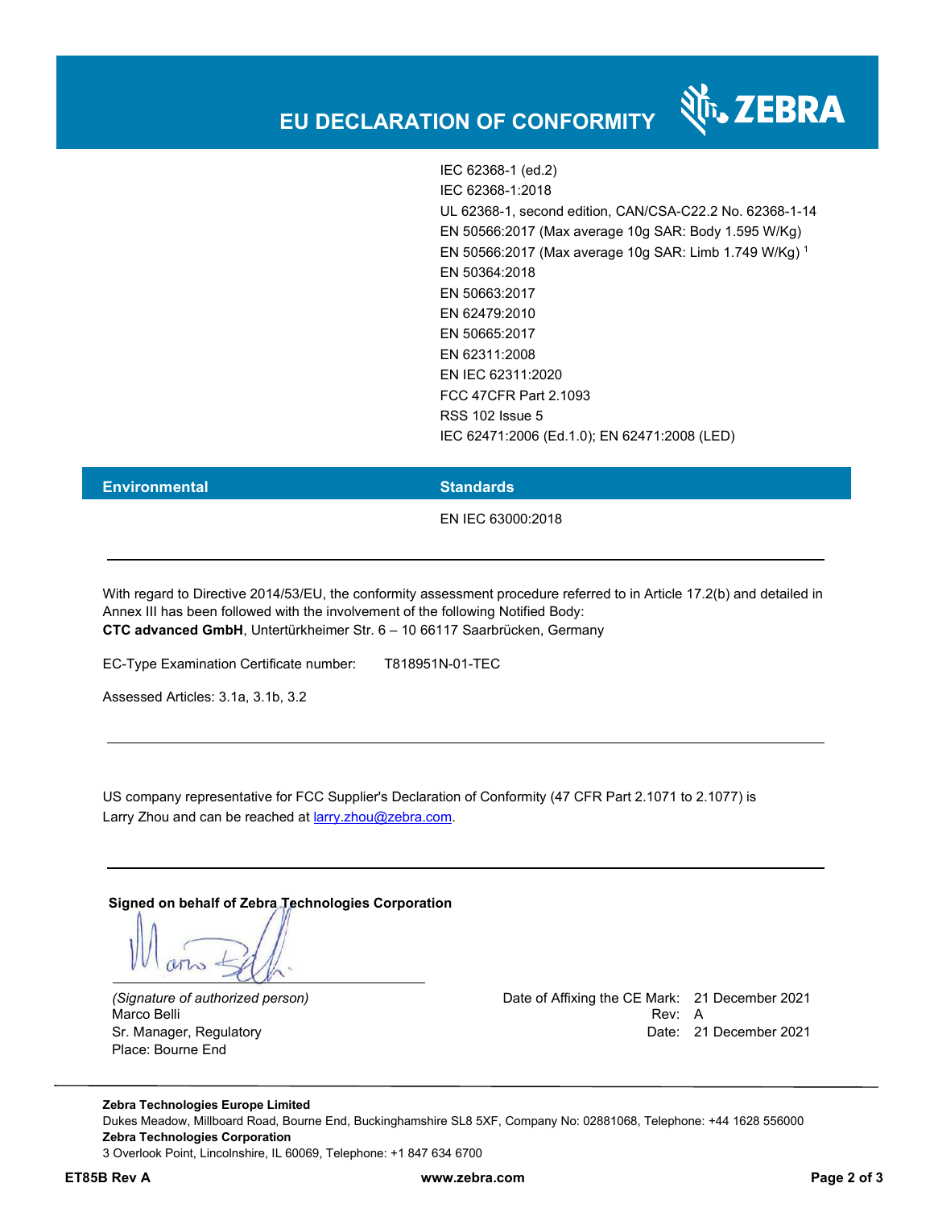IEC 62368-1 (ed.2)
IEC 62368-1:2018
UL 62368-1, second edition, CAN/CSA-C22.2 No. 62368-1-14
EN 50566:2017 (Max average 10g SAR: Body 1.595 W/Kg)
EN 50566:2017 (Max average 10g SAR: Limb 1.749 W/Kg) [1]
EN 50364:2018
EN 50663:2017
EN 62479:2010
EN 50665:2017
EN 62311:2008
EN IEC 62311:2020
FCC 47CFR Part 2.1093
RSS 102 Issue 5
IEC 62471:2006 (Ed.1.0); EN 62471:2008 (LED)

| Environmental | Standards |
|---|---|
| | EN IEC 63000:2018 |

With regard to Directive 2014/53/EU, the conformity assessment procedure referred to in Article 17.2(b) and detailed in Annex III has been followed with the involvement of the following Notified Body:
**CTC advanced GmbH**, Untertürkheimer Str. 6 – 10 66117 Saarbrücken, Germany

EC-Type Examination Certificate number: T818951N-01-TEC

Assessed Articles: 3.1a, 3.1b, 3.2

US company representative for FCC Supplier's Declaration of Conformity (47 CFR Part 2.1071 to 2.1077) is Larry Zhou and can be reached at larry.zhou@zebra.com.

**Signed on behalf of Zebra Technologies Corporation**

*(Signature of authorized person)*
Marco Belli
Sr. Manager, Regulatory
Place: Bourne End

Date of Affixing the CE Mark: 21 December 2021
Rev: A
Date: 21 December 2021

**Zebra Technologies Europe Limited**
Dukes Meadow, Millboard Road, Bourne End, Buckinghamshire SL8 5XF, Company No: 02881068, Telephone: +44 1628 556000
**Zebra Technologies Corporation**
3 Overlook Point, Lincolnshire, IL 60069, Telephone: +1 847 634 6700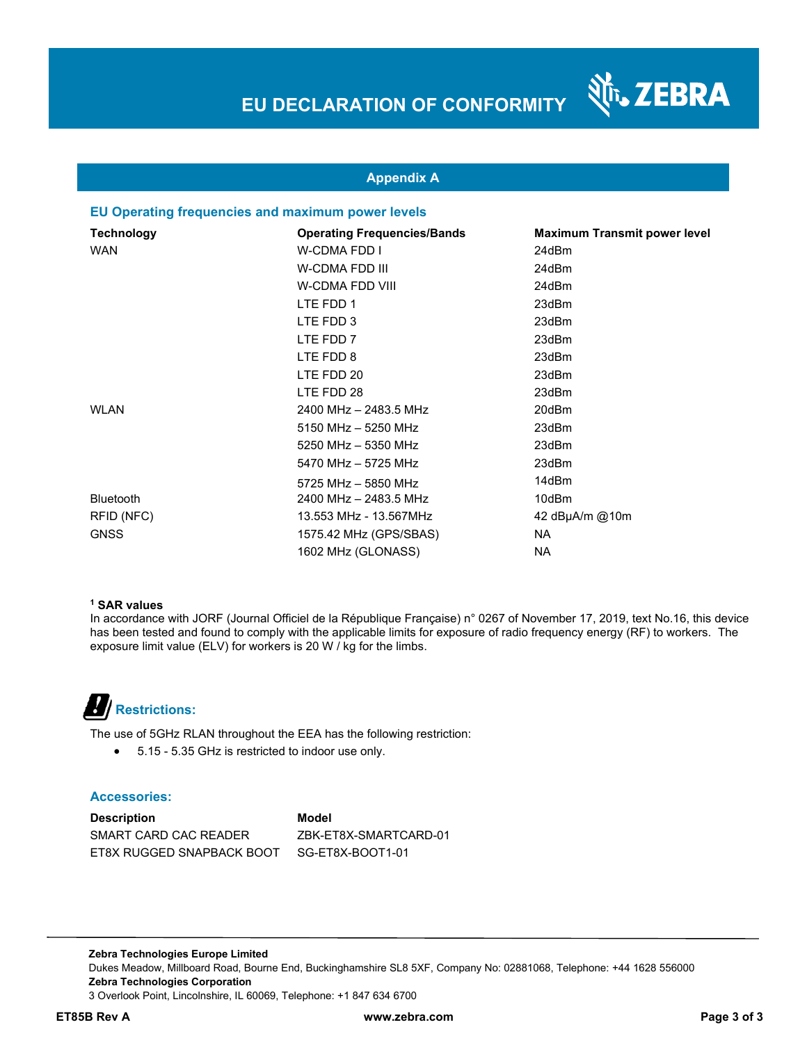# EU DECLARATION OF CONFORMITY

## Appendix A

### EU Operating frequencies and maximum power levels

| Technology | Operating Frequencies/Bands | Maximum Transmit power level |
|---|---|---|
| WAN | W-CDMA FDD I | 24dBm |
| | W-CDMA FDD III | 24dBm |
| | W-CDMA FDD VIII | 24dBm |
| | LTE FDD 1 | 23dBm |
| | LTE FDD 3 | 23dBm |
| | LTE FDD 7 | 23dBm |
| | LTE FDD 8 | 23dBm |
| | LTE FDD 20 | 23dBm |
| | LTE FDD 28 | 23dBm |
| WLAN | 2400 MHz – 2483.5 MHz | 20dBm |
| | 5150 MHz – 5250 MHz | 23dBm |
| | 5250 MHz – 5350 MHz | 23dBm |
| | 5470 MHz – 5725 MHz | 23dBm |
| | 5725 MHz – 5850 MHz | 14dBm |
| Bluetooth | 2400 MHz – 2483.5 MHz | 10dBm |
| RFID (NFC) | 13.553 MHz - 13.567MHz | 42 dBµA/m @10m |
| GNSS | 1575.42 MHz (GPS/SBAS) | NA |
| | 1602 MHz (GLONASS) | NA |

[1] **SAR values**

In accordance with JORF (Journal Officiel de la République Française) n° 0267 of November 17, 2019, text No.16, this device has been tested and found to comply with the applicable limits for exposure of radio frequency energy (RF) to workers. The exposure limit value (ELV) for workers is 20 W / kg for the limbs.

### Restrictions:

The use of 5GHz RLAN throughout the EEA has the following restriction:

- 5.15 - 5.35 GHz is restricted to indoor use only.

### Accessories:

| Description | Model |
|---|---|
| SMART CARD CAC READER | ZBK-ET8X-SMARTCARD-01 |
| ET8X RUGGED SNAPBACK BOOT | SG-ET8X-BOOT1-01 |

**Zebra Technologies Europe Limited**
Dukes Meadow, Millboard Road, Bourne End, Buckinghamshire SL8 5XF, Company No: 02881068, Telephone: +44 1628 556000
**Zebra Technologies Corporation**
3 Overlook Point, Lincolnshire, IL 60069, Telephone: +1 847 634 6700

**ET85B Rev A** **www.zebra.com**